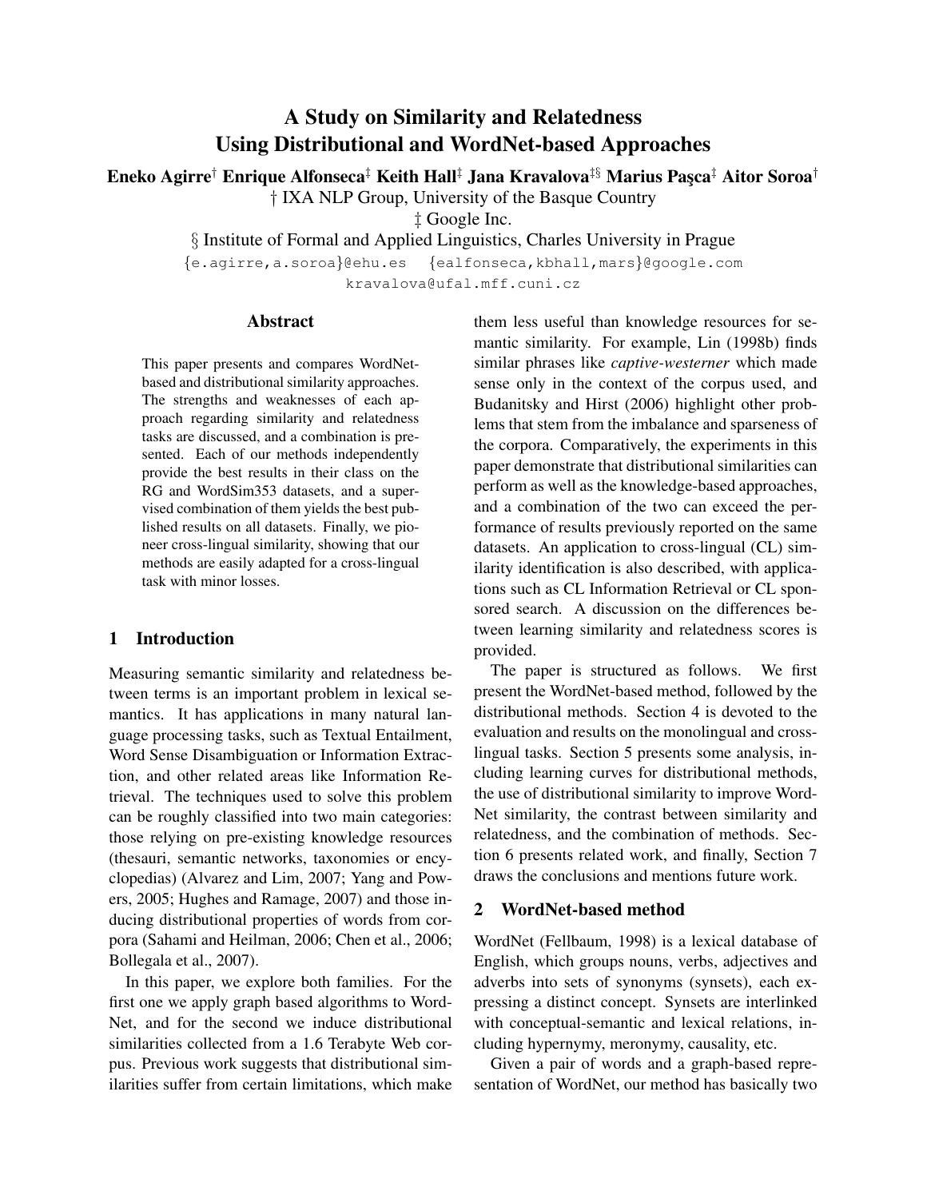# A Study on Similarity and Relatedness Using Distributional and WordNet-based Approaches

**Eneko Agirre[†] Enrique Alfonseca[‡] Keith Hall[‡] Jana Kravalova[‡§] Marius Paşca[‡] Aitor Soroa[†]**

† IXA NLP Group, University of the Basque Country

‡ Google Inc.

§ Institute of Formal and Applied Linguistics, Charles University in Prague

{e.agirre,a.soroa}@ehu.es {ealfonseca,kbhall,mars}@google.com

kravalova@ufal.mff.cuni.cz

## Abstract

This paper presents and compares WordNet-based and distributional similarity approaches. The strengths and weaknesses of each approach regarding similarity and relatedness tasks are discussed, and a combination is presented. Each of our methods independently provide the best results in their class on the RG and WordSim353 datasets, and a supervised combination of them yields the best published results on all datasets. Finally, we pioneer cross-lingual similarity, showing that our methods are easily adapted for a cross-lingual task with minor losses.

## 1 Introduction

Measuring semantic similarity and relatedness between terms is an important problem in lexical semantics. It has applications in many natural language processing tasks, such as Textual Entailment, Word Sense Disambiguation or Information Extraction, and other related areas like Information Retrieval. The techniques used to solve this problem can be roughly classified into two main categories: those relying on pre-existing knowledge resources (thesauri, semantic networks, taxonomies or encyclopedias) (Alvarez and Lim, 2007; Yang and Powers, 2005; Hughes and Ramage, 2007) and those inducing distributional properties of words from corpora (Sahami and Heilman, 2006; Chen et al., 2006; Bollegala et al., 2007).

In this paper, we explore both families. For the first one we apply graph based algorithms to WordNet, and for the second we induce distributional similarities collected from a 1.6 Terabyte Web corpus. Previous work suggests that distributional similarities suffer from certain limitations, which make them less useful than knowledge resources for semantic similarity. For example, Lin (1998b) finds similar phrases like *captive-westerner* which made sense only in the context of the corpus used, and Budanitsky and Hirst (2006) highlight other problems that stem from the imbalance and sparseness of the corpora. Comparatively, the experiments in this paper demonstrate that distributional similarities can perform as well as the knowledge-based approaches, and a combination of the two can exceed the performance of results previously reported on the same datasets. An application to cross-lingual (CL) similarity identification is also described, with applications such as CL Information Retrieval or CL sponsored search. A discussion on the differences between learning similarity and relatedness scores is provided.

The paper is structured as follows. We first present the WordNet-based method, followed by the distributional methods. Section 4 is devoted to the evaluation and results on the monolingual and cross-lingual tasks. Section 5 presents some analysis, including learning curves for distributional methods, the use of distributional similarity to improve WordNet similarity, the contrast between similarity and relatedness, and the combination of methods. Section 6 presents related work, and finally, Section 7 draws the conclusions and mentions future work.

## 2 WordNet-based method

WordNet (Fellbaum, 1998) is a lexical database of English, which groups nouns, verbs, adjectives and adverbs into sets of synonyms (synsets), each expressing a distinct concept. Synsets are interlinked with conceptual-semantic and lexical relations, including hypernymy, meronymy, causality, etc.

Given a pair of words and a graph-based representation of WordNet, our method has basically two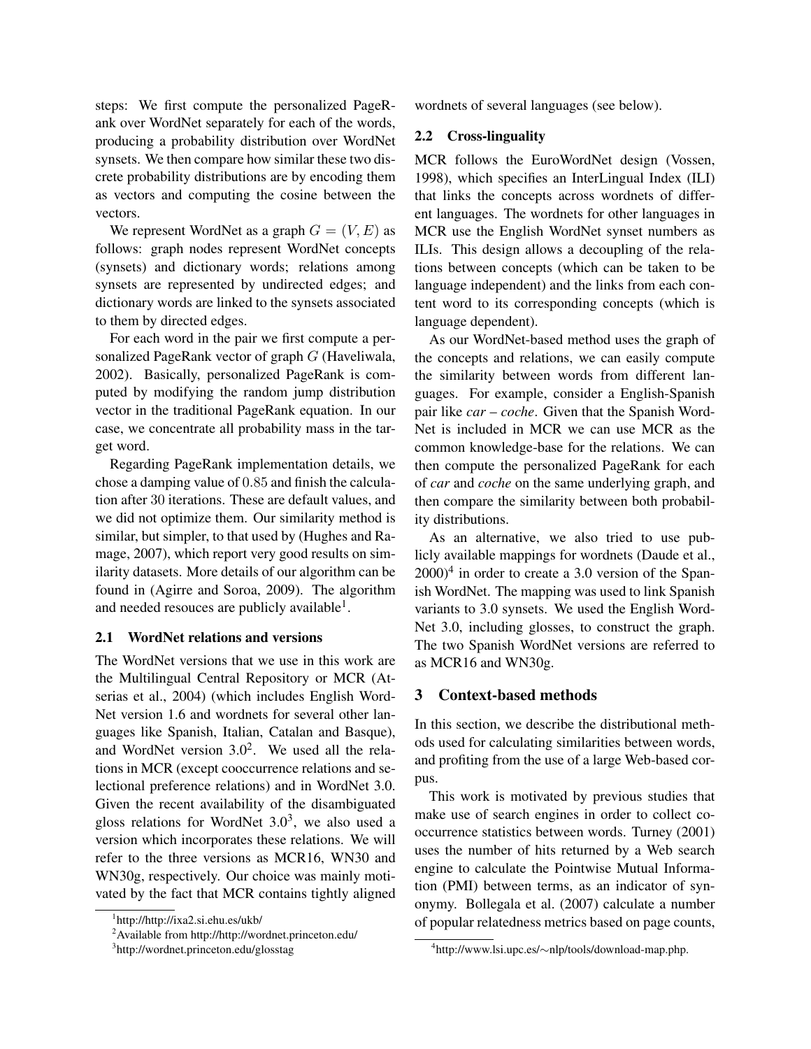steps: We first compute the personalized PageRank over WordNet separately for each of the words, producing a probability distribution over WordNet synsets. We then compare how similar these two discrete probability distributions are by encoding them as vectors and computing the cosine between the vectors.

We represent WordNet as a graph $G = (V, E)$ as follows: graph nodes represent WordNet concepts (synsets) and dictionary words; relations among synsets are represented by undirected edges; and dictionary words are linked to the synsets associated to them by directed edges.

For each word in the pair we first compute a personalized PageRank vector of graph $G$ (Haveliwala, 2002). Basically, personalized PageRank is computed by modifying the random jump distribution vector in the traditional PageRank equation. In our case, we concentrate all probability mass in the target word.

Regarding PageRank implementation details, we chose a damping value of $0.85$ and finish the calculation after $30$ iterations. These are default values, and we did not optimize them. Our similarity method is similar, but simpler, to that used by (Hughes and Ramage, 2007), which report very good results on similarity datasets. More details of our algorithm can be found in (Agirre and Soroa, 2009). The algorithm and needed resouces are publicly available[1].

### 2.1 WordNet relations and versions

The WordNet versions that we use in this work are the Multilingual Central Repository or MCR (Atserias et al., 2004) (which includes English WordNet version 1.6 and wordnets for several other languages like Spanish, Italian, Catalan and Basque), and WordNet version 3.0[2]. We used all the relations in MCR (except cooccurrence relations and selectional preference relations) and in WordNet 3.0. Given the recent availability of the disambiguated gloss relations for WordNet 3.0[3], we also used a version which incorporates these relations. We will refer to the three versions as MCR16, WN30 and WN30g, respectively. Our choice was mainly motivated by the fact that MCR contains tightly aligned wordnets of several languages (see below).

### 2.2 Cross-linguality

MCR follows the EuroWordNet design (Vossen, 1998), which specifies an InterLingual Index (ILI) that links the concepts across wordnets of different languages. The wordnets for other languages in MCR use the English WordNet synset numbers as ILIs. This design allows a decoupling of the relations between concepts (which can be taken to be language independent) and the links from each content word to its corresponding concepts (which is language dependent).

As our WordNet-based method uses the graph of the concepts and relations, we can easily compute the similarity between words from different languages. For example, consider a English-Spanish pair like *car – coche*. Given that the Spanish WordNet is included in MCR we can use MCR as the common knowledge-base for the relations. We can then compute the personalized PageRank for each of *car* and *coche* on the same underlying graph, and then compare the similarity between both probability distributions.

As an alternative, we also tried to use publicly available mappings for wordnets (Daude et al., 2000)[4] in order to create a 3.0 version of the Spanish WordNet. The mapping was used to link Spanish variants to 3.0 synsets. We used the English WordNet 3.0, including glosses, to construct the graph. The two Spanish WordNet versions are referred to as MCR16 and WN30g.

## 3 Context-based methods

In this section, we describe the distributional methods used for calculating similarities between words, and profiting from the use of a large Web-based corpus.

This work is motivated by previous studies that make use of search engines in order to collect co-occurrence statistics between words. Turney (2001) uses the number of hits returned by a Web search engine to calculate the Pointwise Mutual Information (PMI) between terms, as an indicator of synonymy. Bollegala et al. (2007) calculate a number of popular relatedness metrics based on page counts,

[1] http://http://ixa2.si.ehu.es/ukb/

[2] Available from http://http://wordnet.princeton.edu/

[3] http://wordnet.princeton.edu/glosstag

[4] http://www.lsi.upc.es/∼nlp/tools/download-map.php.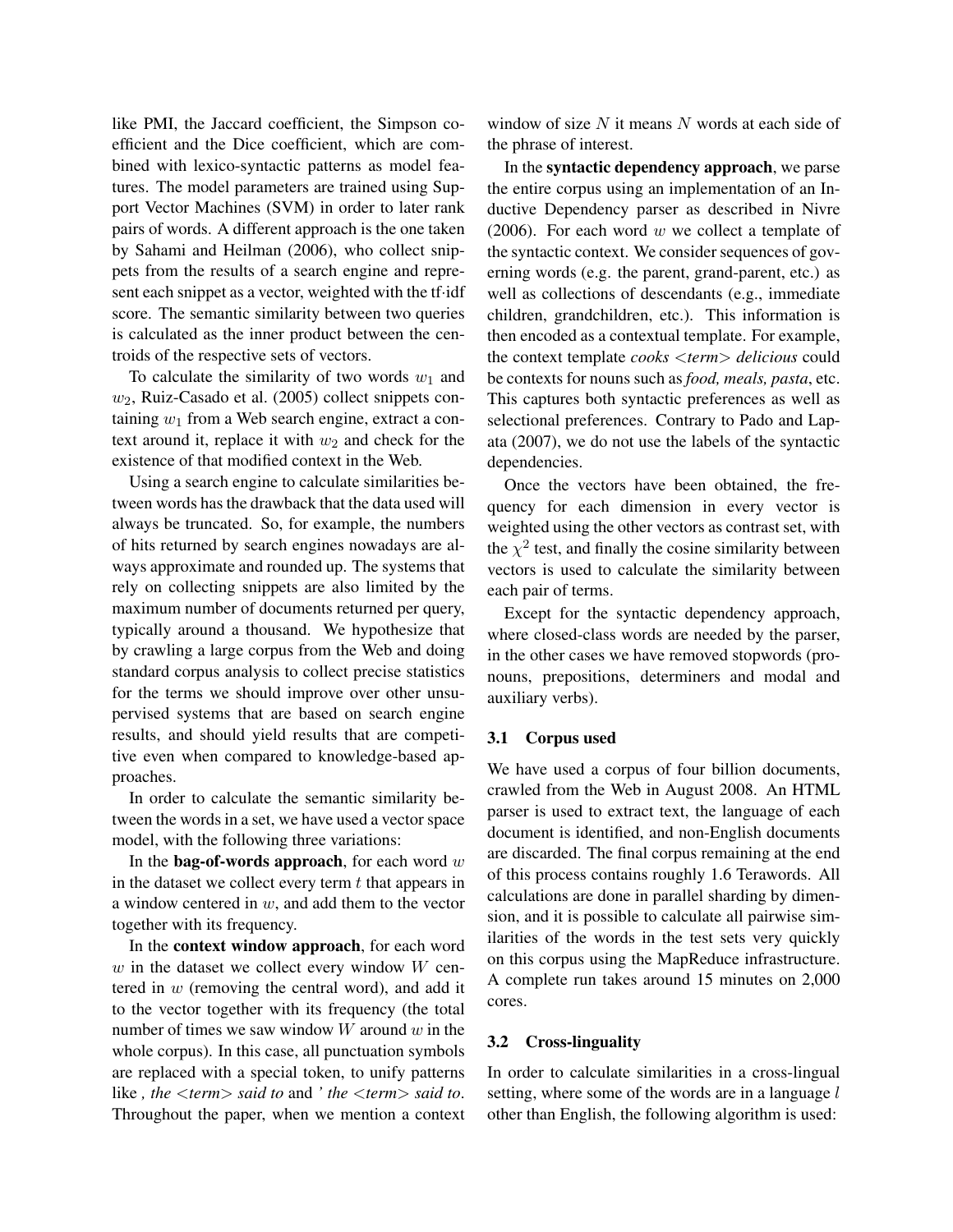like PMI, the Jaccard coefficient, the Simpson coefficient and the Dice coefficient, which are combined with lexico-syntactic patterns as model features. The model parameters are trained using Support Vector Machines (SVM) in order to later rank pairs of words. A different approach is the one taken by Sahami and Heilman (2006), who collect snippets from the results of a search engine and represent each snippet as a vector, weighted with the tf·idf score. The semantic similarity between two queries is calculated as the inner product between the centroids of the respective sets of vectors.

To calculate the similarity of two words $w_1$ and $w_2$, Ruiz-Casado et al. (2005) collect snippets containing $w_1$ from a Web search engine, extract a context around it, replace it with $w_2$ and check for the existence of that modified context in the Web.

Using a search engine to calculate similarities between words has the drawback that the data used will always be truncated. So, for example, the numbers of hits returned by search engines nowadays are always approximate and rounded up. The systems that rely on collecting snippets are also limited by the maximum number of documents returned per query, typically around a thousand. We hypothesize that by crawling a large corpus from the Web and doing standard corpus analysis to collect precise statistics for the terms we should improve over other unsupervised systems that are based on search engine results, and should yield results that are competitive even when compared to knowledge-based approaches.

In order to calculate the semantic similarity between the words in a set, we have used a vector space model, with the following three variations:

In the **bag-of-words approach**, for each word $w$ in the dataset we collect every term $t$ that appears in a window centered in $w$, and add them to the vector together with its frequency.

In the **context window approach**, for each word $w$ in the dataset we collect every window $W$ centered in $w$ (removing the central word), and add it to the vector together with its frequency (the total number of times we saw window $W$ around $w$ in the whole corpus). In this case, all punctuation symbols are replaced with a special token, to unify patterns like *, the <term> said to* and *' the <term> said to*. Throughout the paper, when we mention a context window of size $N$ it means $N$ words at each side of the phrase of interest.

In the **syntactic dependency approach**, we parse the entire corpus using an implementation of an Inductive Dependency parser as described in Nivre (2006). For each word $w$ we collect a template of the syntactic context. We consider sequences of governing words (e.g. the parent, grand-parent, etc.) as well as collections of descendants (e.g., immediate children, grandchildren, etc.). This information is then encoded as a contextual template. For example, the context template *cooks <term> delicious* could be contexts for nouns such as *food, meals, pasta*, etc. This captures both syntactic preferences as well as selectional preferences. Contrary to Pado and Lapata (2007), we do not use the labels of the syntactic dependencies.

Once the vectors have been obtained, the frequency for each dimension in every vector is weighted using the other vectors as contrast set, with the $\chi^2$ test, and finally the cosine similarity between vectors is used to calculate the similarity between each pair of terms.

Except for the syntactic dependency approach, where closed-class words are needed by the parser, in the other cases we have removed stopwords (pronouns, prepositions, determiners and modal and auxiliary verbs).

### 3.1 Corpus used

We have used a corpus of four billion documents, crawled from the Web in August 2008. An HTML parser is used to extract text, the language of each document is identified, and non-English documents are discarded. The final corpus remaining at the end of this process contains roughly 1.6 Terawords. All calculations are done in parallel sharding by dimension, and it is possible to calculate all pairwise similarities of the words in the test sets very quickly on this corpus using the MapReduce infrastructure. A complete run takes around 15 minutes on 2,000 cores.

### 3.2 Cross-linguality

In order to calculate similarities in a cross-lingual setting, where some of the words are in a language $l$ other than English, the following algorithm is used: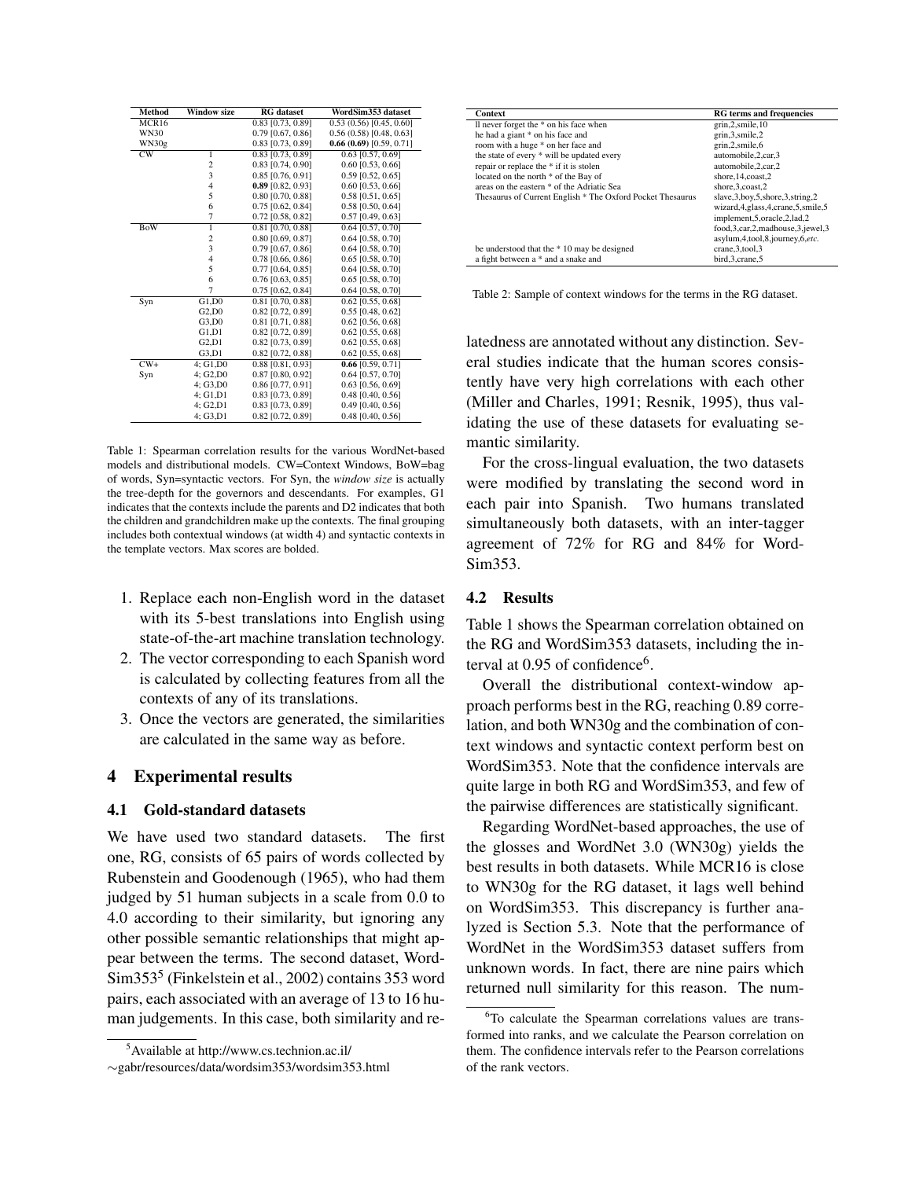| Method | Window size | RG dataset | WordSim353 dataset |
|---|---|---|---|
| MCR16 | | 0.83 [0.73, 0.89] | 0.53 (0.56) [0.45, 0.60] |
| WN30 | | 0.79 [0.67, 0.86] | 0.56 (0.58) [0.48, 0.63] |
| WN30g | | 0.83 [0.73, 0.89] | **0.66 (0.69)** [0.59, 0.71] |
| CW | 1 | 0.83 [0.73, 0.89] | 0.63 [0.57, 0.69] |
| | 2 | 0.83 [0.74, 0.90] | 0.60 [0.53, 0.66] |
| | 3 | 0.85 [0.76, 0.91] | 0.59 [0.52, 0.65] |
| | 4 | **0.89** [0.82, 0.93] | 0.60 [0.53, 0.66] |
| | 5 | 0.80 [0.70, 0.88] | 0.58 [0.51, 0.65] |
| | 6 | 0.75 [0.62, 0.84] | 0.58 [0.50, 0.64] |
| | 7 | 0.72 [0.58, 0.82] | 0.57 [0.49, 0.63] |
| BoW | 1 | 0.81 [0.70, 0.88] | 0.64 [0.57, 0.70] |
| | 2 | 0.80 [0.69, 0.87] | 0.64 [0.58, 0.70] |
| | 3 | 0.79 [0.67, 0.86] | 0.64 [0.58, 0.70] |
| | 4 | 0.78 [0.66, 0.86] | 0.65 [0.58, 0.70] |
| | 5 | 0.77 [0.64, 0.85] | 0.64 [0.58, 0.70] |
| | 6 | 0.76 [0.63, 0.85] | 0.65 [0.58, 0.70] |
| | 7 | 0.75 [0.62, 0.84] | 0.64 [0.58, 0.70] |
| Syn | G1,D0 | 0.81 [0.70, 0.88] | 0.62 [0.55, 0.68] |
| | G2,D0 | 0.82 [0.72, 0.89] | 0.55 [0.48, 0.62] |
| | G3,D0 | 0.81 [0.71, 0.88] | 0.62 [0.56, 0.68] |
| | G1,D1 | 0.82 [0.72, 0.89] | 0.62 [0.55, 0.68] |
| | G2,D1 | 0.82 [0.73, 0.89] | 0.62 [0.55, 0.68] |
| | G3,D1 | 0.82 [0.72, 0.88] | 0.62 [0.55, 0.68] |
| CW+ | 4; G1,D0 | 0.88 [0.81, 0.93] | **0.66** [0.59, 0.71] |
| Syn | 4; G2,D0 | 0.87 [0.80, 0.92] | 0.64 [0.57, 0.70] |
| | 4; G3,D0 | 0.86 [0.77, 0.91] | 0.63 [0.56, 0.69] |
| | 4; G1,D1 | 0.83 [0.73, 0.89] | 0.48 [0.40, 0.56] |
| | 4; G2,D1 | 0.83 [0.73, 0.89] | 0.49 [0.40, 0.56] |
| | 4; G3,D1 | 0.82 [0.72, 0.89] | 0.48 [0.40, 0.56] |

Table 1: Spearman correlation results for the various WordNet-based models and distributional models. CW=Context Windows, BoW=bag of words, Syn=syntactic vectors. For Syn, the *window size* is actually the tree-depth for the governors and descendants. For examples, G1 indicates that the contexts include the parents and D2 indicates that both the children and grandchildren make up the contexts. The final grouping includes both contextual windows (at width 4) and syntactic contexts in the template vectors. Max scores are bolded.

| Context | RG terms and frequencies |
|---|---|
| ll never forget the * on his face when | grin,2,smile,10 |
| he had a giant * on his face and | grin,3,smile,2 |
| room with a huge * on her face and | grin,2,smile,6 |
| the state of every * will be updated every | automobile,2,car,3 |
| repair or replace the * if it is stolen | automobile,2,car,2 |
| located on the north * of the Bay of | shore,14,coast,2 |
| areas on the eastern * of the Adriatic Sea | shore,3,coast,2 |
| Thesaurus of Current English * The Oxford Pocket Thesaurus | slave,3,boy,5,shore,3,string,2 wizard,4,glass,4,crane,5,smile,5 implement,5,oracle,2,lad,2 food,3,car,2,madhouse,3,jewel,3 asylum,4,tool,8,journey,6,*etc.* |
| be understood that the * 10 may be designed | crane,3,tool,3 |
| a fight between a * and a snake and | bird,3,crane,5 |

Table 2: Sample of context windows for the terms in the RG dataset.

1. Replace each non-English word in the dataset with its 5-best translations into English using state-of-the-art machine translation technology.
2. The vector corresponding to each Spanish word is calculated by collecting features from all the contexts of any of its translations.
3. Once the vectors are generated, the similarities are calculated in the same way as before.

## 4 Experimental results

### 4.1 Gold-standard datasets

We have used two standard datasets. The first one, RG, consists of 65 pairs of words collected by Rubenstein and Goodenough (1965), who had them judged by 51 human subjects in a scale from 0.0 to 4.0 according to their similarity, but ignoring any other possible semantic relationships that might appear between the terms. The second dataset, WordSim353[5] (Finkelstein et al., 2002) contains 353 word pairs, each associated with an average of 13 to 16 human judgements. In this case, both similarity and relatedness are annotated without any distinction. Several studies indicate that the human scores consistently have very high correlations with each other (Miller and Charles, 1991; Resnik, 1995), thus validating the use of these datasets for evaluating semantic similarity.

For the cross-lingual evaluation, the two datasets were modified by translating the second word in each pair into Spanish. Two humans translated simultaneously both datasets, with an inter-tagger agreement of 72% for RG and 84% for WordSim353.

### 4.2 Results

Table 1 shows the Spearman correlation obtained on the RG and WordSim353 datasets, including the interval at 0.95 of confidence[6].

Overall the distributional context-window approach performs best in the RG, reaching 0.89 correlation, and both WN30g and the combination of context windows and syntactic context perform best on WordSim353. Note that the confidence intervals are quite large in both RG and WordSim353, and few of the pairwise differences are statistically significant.

Regarding WordNet-based approaches, the use of the glosses and WordNet 3.0 (WN30g) yields the best results in both datasets. While MCR16 is close to WN30g for the RG dataset, it lags well behind on WordSim353. This discrepancy is further analyzed is Section 5.3. Note that the performance of WordNet in the WordSim353 dataset suffers from unknown words. In fact, there are nine pairs which returned null similarity for this reason. The num-

[5] Available at http://www.cs.technion.ac.il/∼gabr/resources/data/wordsim353/wordsim353.html

[6] To calculate the Spearman correlations values are transformed into ranks, and we calculate the Pearson correlation on them. The confidence intervals refer to the Pearson correlations of the rank vectors.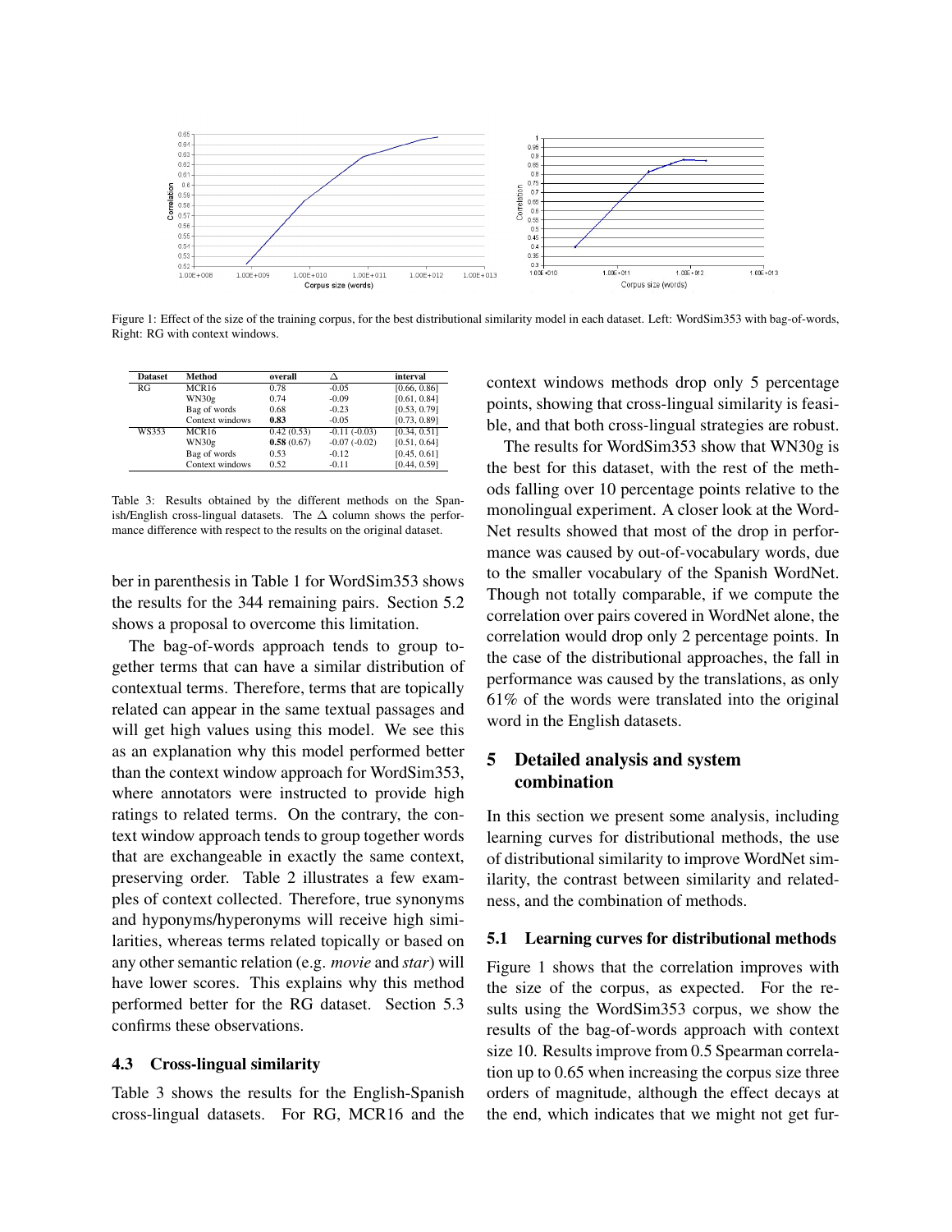Figure 1: Effect of the size of the training corpus, for the best distributional similarity model in each dataset. Left: WordSim353 with bag-of-words, Right: RG with context windows.

| Dataset | Method | overall | Δ | interval |
|---|---|---|---|---|
| RG | MCR16 | 0.78 | -0.05 | [0.66, 0.86] |
| | WN30g | 0.74 | -0.09 | [0.61, 0.84] |
| | Bag of words | 0.68 | -0.23 | [0.53, 0.79] |
| | Context windows | **0.83** | -0.05 | [0.73, 0.89] |
| WS353 | MCR16 | 0.42 (0.53) | -0.11 (-0.03) | [0.34, 0.51] |
| | WN30g | **0.58** (0.67) | -0.07 (-0.02) | [0.51, 0.64] |
| | Bag of words | 0.53 | -0.12 | [0.45, 0.61] |
| | Context windows | 0.52 | -0.11 | [0.44, 0.59] |

Table 3: Results obtained by the different methods on the Spanish/English cross-lingual datasets. The Δ column shows the performance difference with respect to the results on the original dataset.

ber in parenthesis in Table 1 for WordSim353 shows the results for the 344 remaining pairs. Section 5.2 shows a proposal to overcome this limitation.

The bag-of-words approach tends to group together terms that can have a similar distribution of contextual terms. Therefore, terms that are topically related can appear in the same textual passages and will get high values using this model. We see this as an explanation why this model performed better than the context window approach for WordSim353, where annotators were instructed to provide high ratings to related terms. On the contrary, the context window approach tends to group together words that are exchangeable in exactly the same context, preserving order. Table 2 illustrates a few examples of context collected. Therefore, true synonyms and hyponyms/hyperonyms will receive high similarities, whereas terms related topically or based on any other semantic relation (e.g. *movie* and *star*) will have lower scores. This explains why this method performed better for the RG dataset. Section 5.3 confirms these observations.

### 4.3 Cross-lingual similarity

Table 3 shows the results for the English-Spanish cross-lingual datasets. For RG, MCR16 and the context windows methods drop only 5 percentage points, showing that cross-lingual similarity is feasible, and that both cross-lingual strategies are robust.

The results for WordSim353 show that WN30g is the best for this dataset, with the rest of the methods falling over 10 percentage points relative to the monolingual experiment. A closer look at the WordNet results showed that most of the drop in performance was caused by out-of-vocabulary words, due to the smaller vocabulary of the Spanish WordNet. Though not totally comparable, if we compute the correlation over pairs covered in WordNet alone, the correlation would drop only 2 percentage points. In the case of the distributional approaches, the fall in performance was caused by the translations, as only 61% of the words were translated into the original word in the English datasets.

## 5 Detailed analysis and system combination

In this section we present some analysis, including learning curves for distributional methods, the use of distributional similarity to improve WordNet similarity, the contrast between similarity and relatedness, and the combination of methods.

### 5.1 Learning curves for distributional methods

Figure 1 shows that the correlation improves with the size of the corpus, as expected. For the results using the WordSim353 corpus, we show the results of the bag-of-words approach with context size 10. Results improve from 0.5 Spearman correlation up to 0.65 when increasing the corpus size three orders of magnitude, although the effect decays at the end, which indicates that we might not get fur-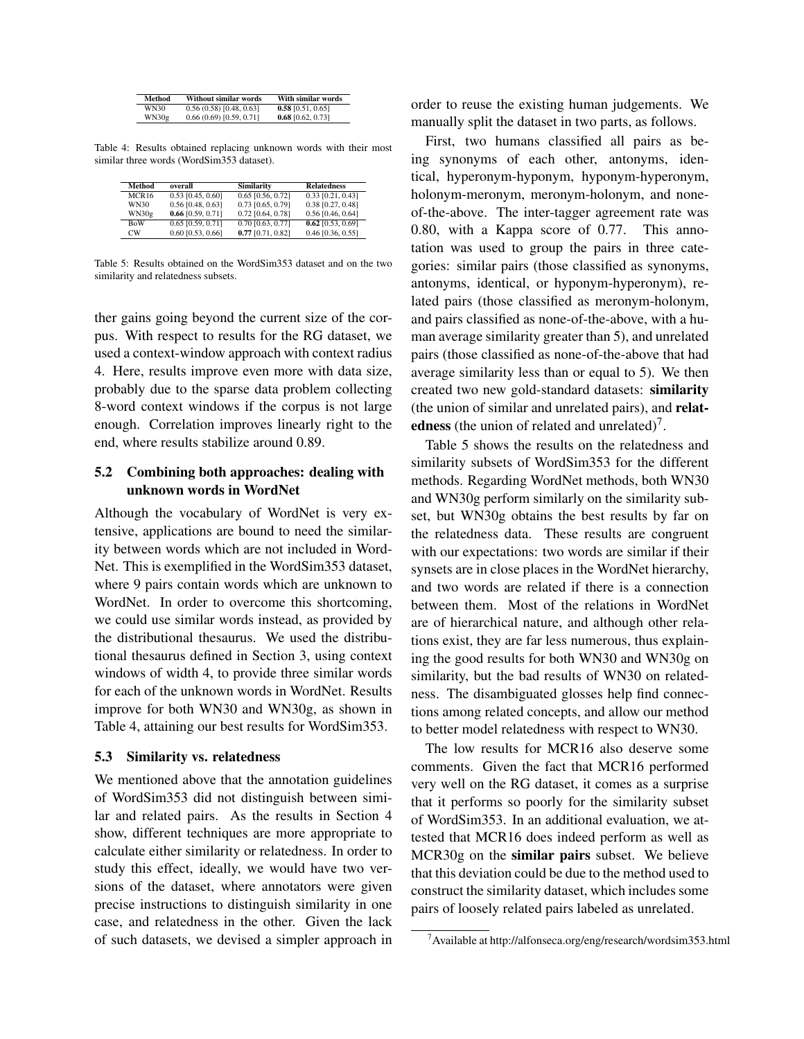| Method | Without similar words | With similar words |
|---|---|---|
| WN30 | 0.56 (0.58) [0.48, 0.63] | **0.58** [0.51, 0.65] |
| WN30g | 0.66 (0.69) [0.59, 0.71] | **0.68** [0.62, 0.73] |

Table 4: Results obtained replacing unknown words with their most similar three words (WordSim353 dataset).

| Method | overall | Similarity | Relatedness |
|---|---|---|---|
| MCR16 | 0.53 [0.45, 0.60] | 0.65 [0.56, 0.72] | 0.33 [0.21, 0.43] |
| WN30 | 0.56 [0.48, 0.63] | 0.73 [0.65, 0.79] | 0.38 [0.27, 0.48] |
| WN30g | **0.66** [0.59, 0.71] | 0.72 [0.64, 0.78] | 0.56 [0.46, 0.64] |
| BoW | 0.65 [0.59, 0.71] | 0.70 [0.63, 0.77] | **0.62** [0.53, 0.69] |
| CW | 0.60 [0.53, 0.66] | **0.77** [0.71, 0.82] | 0.46 [0.36, 0.55] |

Table 5: Results obtained on the WordSim353 dataset and on the two similarity and relatedness subsets.

ther gains going beyond the current size of the corpus. With respect to results for the RG dataset, we used a context-window approach with context radius 4. Here, results improve even more with data size, probably due to the sparse data problem collecting 8-word context windows if the corpus is not large enough. Correlation improves linearly right to the end, where results stabilize around 0.89.

### 5.2 Combining both approaches: dealing with unknown words in WordNet

Although the vocabulary of WordNet is very extensive, applications are bound to need the similarity between words which are not included in WordNet. This is exemplified in the WordSim353 dataset, where 9 pairs contain words which are unknown to WordNet. In order to overcome this shortcoming, we could use similar words instead, as provided by the distributional thesaurus. We used the distributional thesaurus defined in Section 3, using context windows of width 4, to provide three similar words for each of the unknown words in WordNet. Results improve for both WN30 and WN30g, as shown in Table 4, attaining our best results for WordSim353.

### 5.3 Similarity vs. relatedness

We mentioned above that the annotation guidelines of WordSim353 did not distinguish between similar and related pairs. As the results in Section 4 show, different techniques are more appropriate to calculate either similarity or relatedness. In order to study this effect, ideally, we would have two versions of the dataset, where annotators were given precise instructions to distinguish similarity in one case, and relatedness in the other. Given the lack of such datasets, we devised a simpler approach in order to reuse the existing human judgements. We manually split the dataset in two parts, as follows.

First, two humans classified all pairs as being synonyms of each other, antonyms, identical, hyperonym-hyponym, hyponym-hyperonym, holonym-meronym, meronym-holonym, and none-of-the-above. The inter-tagger agreement rate was 0.80, with a Kappa score of 0.77. This annotation was used to group the pairs in three categories: similar pairs (those classified as synonyms, antonyms, identical, or hyponym-hyperonym), related pairs (those classified as meronym-holonym, and pairs classified as none-of-the-above, with a human average similarity greater than 5), and unrelated pairs (those classified as none-of-the-above that had average similarity less than or equal to 5). We then created two new gold-standard datasets: **similarity** (the union of similar and unrelated pairs), and **relatedness** (the union of related and unrelated)[7].

Table 5 shows the results on the relatedness and similarity subsets of WordSim353 for the different methods. Regarding WordNet methods, both WN30 and WN30g perform similarly on the similarity subset, but WN30g obtains the best results by far on the relatedness data. These results are congruent with our expectations: two words are similar if their synsets are in close places in the WordNet hierarchy, and two words are related if there is a connection between them. Most of the relations in WordNet are of hierarchical nature, and although other relations exist, they are far less numerous, thus explaining the good results for both WN30 and WN30g on similarity, but the bad results of WN30 on relatedness. The disambiguated glosses help find connections among related concepts, and allow our method to better model relatedness with respect to WN30.

The low results for MCR16 also deserve some comments. Given the fact that MCR16 performed very well on the RG dataset, it comes as a surprise that it performs so poorly for the similarity subset of WordSim353. In an additional evaluation, we attested that MCR16 does indeed perform as well as MCR30g on the **similar pairs** subset. We believe that this deviation could be due to the method used to construct the similarity dataset, which includes some pairs of loosely related pairs labeled as unrelated.

[7] Available at http://alfonseca.org/eng/research/wordsim353.html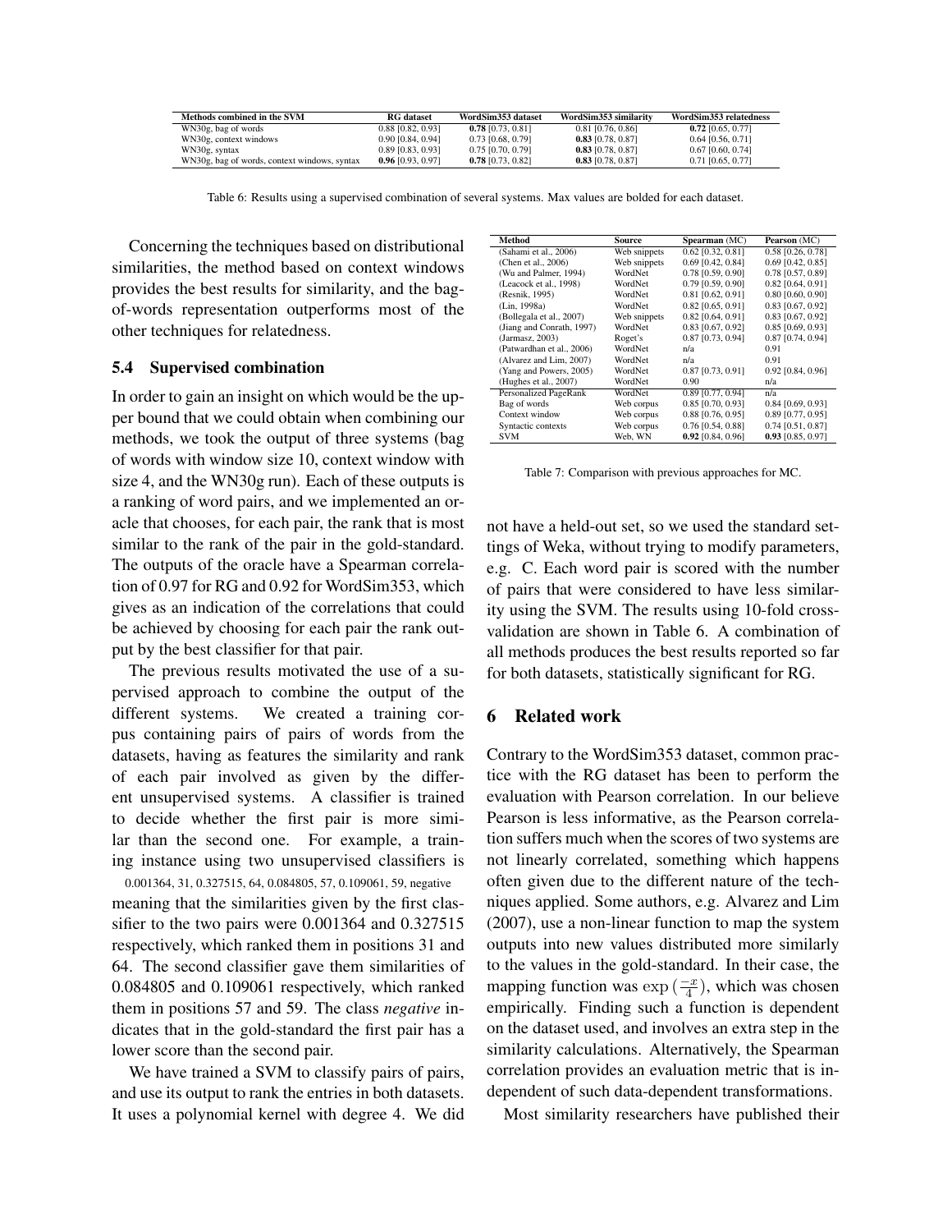| Methods combined in the SVM | RG dataset | WordSim353 dataset | WordSim353 similarity | WordSim353 relatedness |
|---|---|---|---|---|
| WN30g, bag of words | 0.88 [0.82, 0.93] | **0.78** [0.73, 0.81] | 0.81 [0.76, 0.86] | **0.72** [0.65, 0.77] |
| WN30g, context windows | 0.90 [0.84, 0.94] | 0.73 [0.68, 0.79] | **0.83** [0.78, 0.87] | 0.64 [0.56, 0.71] |
| WN30g, syntax | 0.89 [0.83, 0.93] | 0.75 [0.70, 0.79] | **0.83** [0.78, 0.87] | 0.67 [0.60, 0.74] |
| WN30g, bag of words, context windows, syntax | **0.96** [0.93, 0.97] | **0.78** [0.73, 0.82] | **0.83** [0.78, 0.87] | 0.71 [0.65, 0.77] |

Table 6: Results using a supervised combination of several systems. Max values are bolded for each dataset.

Concerning the techniques based on distributional similarities, the method based on context windows provides the best results for similarity, and the bag-of-words representation outperforms most of the other techniques for relatedness.

### 5.4 Supervised combination

In order to gain an insight on which would be the upper bound that we could obtain when combining our methods, we took the output of three systems (bag of words with window size 10, context window with size 4, and the WN30g run). Each of these outputs is a ranking of word pairs, and we implemented an oracle that chooses, for each pair, the rank that is most similar to the rank of the pair in the gold-standard. The outputs of the oracle have a Spearman correlation of 0.97 for RG and 0.92 for WordSim353, which gives as an indication of the correlations that could be achieved by choosing for each pair the rank output by the best classifier for that pair.

The previous results motivated the use of a supervised approach to combine the output of the different systems. We created a training corpus containing pairs of pairs of words from the datasets, having as features the similarity and rank of each pair involved as given by the different unsupervised systems. A classifier is trained to decide whether the first pair is more similar than the second one. For example, a training instance using two unsupervised classifiers is

0.001364, 31, 0.327515, 64, 0.084805, 57, 0.109061, 59, negative

meaning that the similarities given by the first classifier to the two pairs were 0.001364 and 0.327515 respectively, which ranked them in positions 31 and 64. The second classifier gave them similarities of 0.084805 and 0.109061 respectively, which ranked them in positions 57 and 59. The class *negative* indicates that in the gold-standard the first pair has a lower score than the second pair.

We have trained a SVM to classify pairs of pairs, and use its output to rank the entries in both datasets. It uses a polynomial kernel with degree 4. We did not have a held-out set, so we used the standard settings of Weka, without trying to modify parameters, e.g. C. Each word pair is scored with the number of pairs that were considered to have less similarity using the SVM. The results using 10-fold cross-validation are shown in Table 6. A combination of all methods produces the best results reported so far for both datasets, statistically significant for RG.

| Method | Source | Spearman (MC) | Pearson (MC) |
|---|---|---|---|
| (Sahami et al., 2006) | Web snippets | 0.62 [0.32, 0.81] | 0.58 [0.26, 0.78] |
| (Chen et al., 2006) | Web snippets | 0.69 [0.42, 0.84] | 0.69 [0.42, 0.85] |
| (Wu and Palmer, 1994) | WordNet | 0.78 [0.59, 0.90] | 0.78 [0.57, 0.89] |
| (Leacock et al., 1998) | WordNet | 0.79 [0.59, 0.90] | 0.82 [0.64, 0.91] |
| (Resnik, 1995) | WordNet | 0.81 [0.62, 0.91] | 0.80 [0.60, 0.90] |
| (Lin, 1998a) | WordNet | 0.82 [0.65, 0.91] | 0.83 [0.67, 0.92] |
| (Bollegala et al., 2007) | Web snippets | 0.82 [0.64, 0.91] | 0.83 [0.67, 0.92] |
| (Jiang and Conrath, 1997) | WordNet | 0.83 [0.67, 0.92] | 0.85 [0.69, 0.93] |
| (Jarmasz, 2003) | Roget's | 0.87 [0.73, 0.94] | 0.87 [0.74, 0.94] |
| (Patwardhan et al., 2006) | WordNet | n/a | 0.91 |
| (Alvarez and Lim, 2007) | WordNet | n/a | 0.91 |
| (Yang and Powers, 2005) | WordNet | 0.87 [0.73, 0.91] | 0.92 [0.84, 0.96] |
| (Hughes et al., 2007) | WordNet | 0.90 | n/a |
| Personalized PageRank | WordNet | 0.89 [0.77, 0.94] | n/a |
| Bag of words | Web corpus | 0.85 [0.70, 0.93] | 0.84 [0.69, 0.93] |
| Context window | Web corpus | 0.88 [0.76, 0.95] | 0.89 [0.77, 0.95] |
| Syntactic contexts | Web corpus | 0.76 [0.54, 0.88] | 0.74 [0.51, 0.87] |
| SVM | Web, WN | **0.92** [0.84, 0.96] | **0.93** [0.85, 0.97] |

Table 7: Comparison with previous approaches for MC.

## 6 Related work

Contrary to the WordSim353 dataset, common practice with the RG dataset has been to perform the evaluation with Pearson correlation. In our believe Pearson is less informative, as the Pearson correlation suffers much when the scores of two systems are not linearly correlated, something which happens often given due to the different nature of the techniques applied. Some authors, e.g. Alvarez and Lim (2007), use a non-linear function to map the system outputs into new values distributed more similarly to the values in the gold-standard. In their case, the mapping function was $\exp\left(\frac{-x}{4}\right)$, which was chosen empirically. Finding such a function is dependent on the dataset used, and involves an extra step in the similarity calculations. Alternatively, the Spearman correlation provides an evaluation metric that is independent of such data-dependent transformations.

Most similarity researchers have published their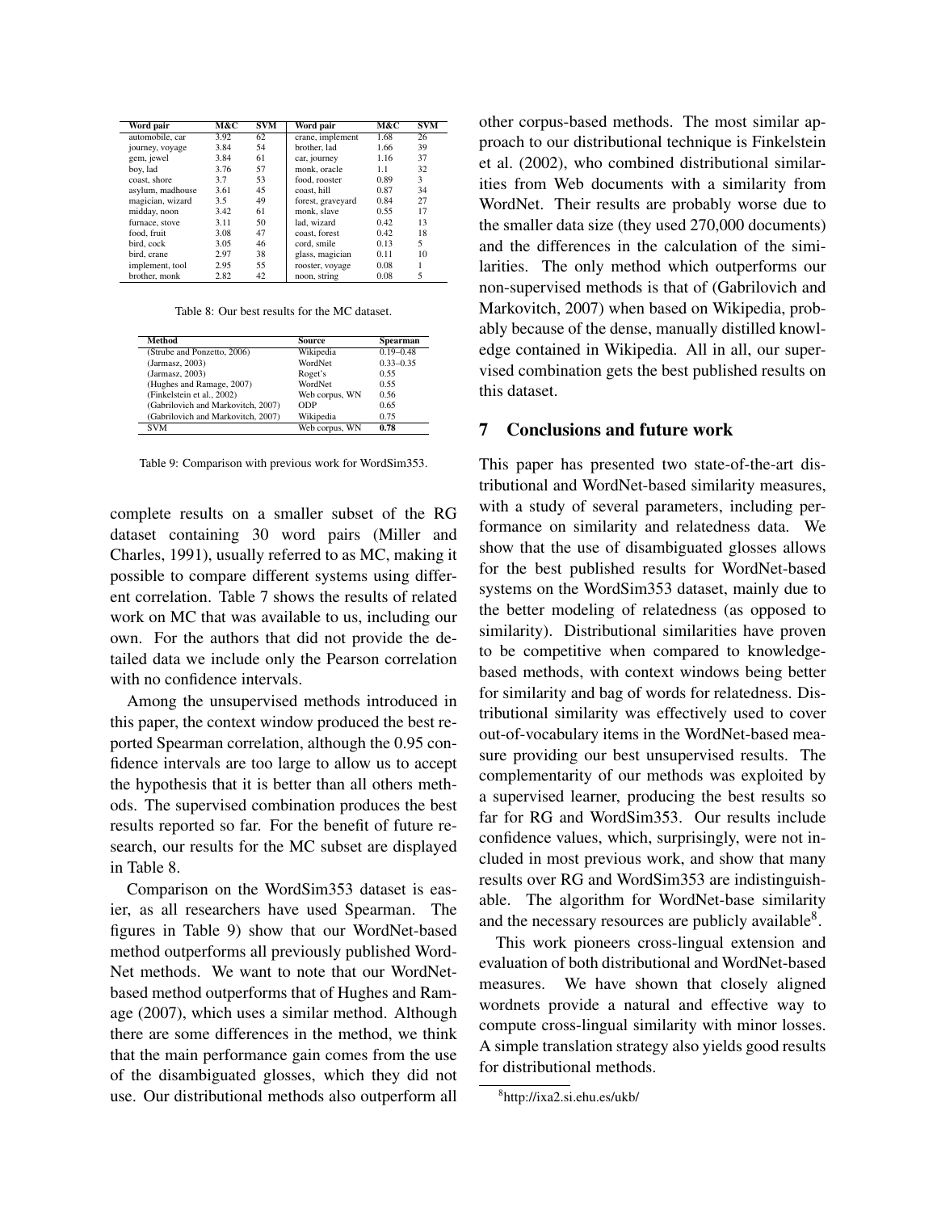| Word pair | M&C | SVM | Word pair | M&C | SVM |
|---|---|---|---|---|---|
| automobile, car | 3.92 | 62 | crane, implement | 1.68 | 26 |
| journey, voyage | 3.84 | 54 | brother, lad | 1.66 | 39 |
| gem, jewel | 3.84 | 61 | car, journey | 1.16 | 37 |
| boy, lad | 3.76 | 57 | monk, oracle | 1.1 | 32 |
| coast, shore | 3.7 | 53 | food, rooster | 0.89 | 3 |
| asylum, madhouse | 3.61 | 45 | coast, hill | 0.87 | 34 |
| magician, wizard | 3.5 | 49 | forest, graveyard | 0.84 | 27 |
| midday, noon | 3.42 | 61 | monk, slave | 0.55 | 17 |
| furnace, stove | 3.11 | 50 | lad, wizard | 0.42 | 13 |
| food, fruit | 3.08 | 47 | coast, forest | 0.42 | 18 |
| bird, cock | 3.05 | 46 | cord, smile | 0.13 | 5 |
| bird, crane | 2.97 | 38 | glass, magician | 0.11 | 10 |
| implement, tool | 2.95 | 55 | rooster, voyage | 0.08 | 1 |
| brother, monk | 2.82 | 42 | noon, string | 0.08 | 5 |

Table 8: Our best results for the MC dataset.

| Method | Source | Spearman |
|---|---|---|
| (Strube and Ponzetto, 2006) | Wikipedia | 0.19–0.48 |
| (Jarmasz, 2003) | WordNet | 0.33–0.35 |
| (Jarmasz, 2003) | Roget's | 0.55 |
| (Hughes and Ramage, 2007) | WordNet | 0.55 |
| (Finkelstein et al., 2002) | Web corpus, WN | 0.56 |
| (Gabrilovich and Markovitch, 2007) | ODP | 0.65 |
| (Gabrilovich and Markovitch, 2007) | Wikipedia | 0.75 |
| SVM | Web corpus, WN | **0.78** |

Table 9: Comparison with previous work for WordSim353.

complete results on a smaller subset of the RG dataset containing 30 word pairs (Miller and Charles, 1991), usually referred to as MC, making it possible to compare different systems using different correlation. Table 7 shows the results of related work on MC that was available to us, including our own. For the authors that did not provide the detailed data we include only the Pearson correlation with no confidence intervals.

Among the unsupervised methods introduced in this paper, the context window produced the best reported Spearman correlation, although the 0.95 confidence intervals are too large to allow us to accept the hypothesis that it is better than all others methods. The supervised combination produces the best results reported so far. For the benefit of future research, our results for the MC subset are displayed in Table 8.

Comparison on the WordSim353 dataset is easier, as all researchers have used Spearman. The figures in Table 9) show that our WordNet-based method outperforms all previously published WordNet methods. We want to note that our WordNet-based method outperforms that of Hughes and Ramage (2007), which uses a similar method. Although there are some differences in the method, we think that the main performance gain comes from the use of the disambiguated glosses, which they did not use. Our distributional methods also outperform all other corpus-based methods. The most similar approach to our distributional technique is Finkelstein et al. (2002), who combined distributional similarities from Web documents with a similarity from WordNet. Their results are probably worse due to the smaller data size (they used 270,000 documents) and the differences in the calculation of the similarities. The only method which outperforms our non-supervised methods is that of (Gabrilovich and Markovitch, 2007) when based on Wikipedia, probably because of the dense, manually distilled knowledge contained in Wikipedia. All in all, our supervised combination gets the best published results on this dataset.

## 7 Conclusions and future work

This paper has presented two state-of-the-art distributional and WordNet-based similarity measures, with a study of several parameters, including performance on similarity and relatedness data. We show that the use of disambiguated glosses allows for the best published results for WordNet-based systems on the WordSim353 dataset, mainly due to the better modeling of relatedness (as opposed to similarity). Distributional similarities have proven to be competitive when compared to knowledge-based methods, with context windows being better for similarity and bag of words for relatedness. Distributional similarity was effectively used to cover out-of-vocabulary items in the WordNet-based measure providing our best unsupervised results. The complementarity of our methods was exploited by a supervised learner, producing the best results so far for RG and WordSim353. Our results include confidence values, which, surprisingly, were not included in most previous work, and show that many results over RG and WordSim353 are indistinguishable. The algorithm for WordNet-base similarity and the necessary resources are publicly available[8].

This work pioneers cross-lingual extension and evaluation of both distributional and WordNet-based measures. We have shown that closely aligned wordnets provide a natural and effective way to compute cross-lingual similarity with minor losses. A simple translation strategy also yields good results for distributional methods.

[8] http://ixa2.si.ehu.es/ukb/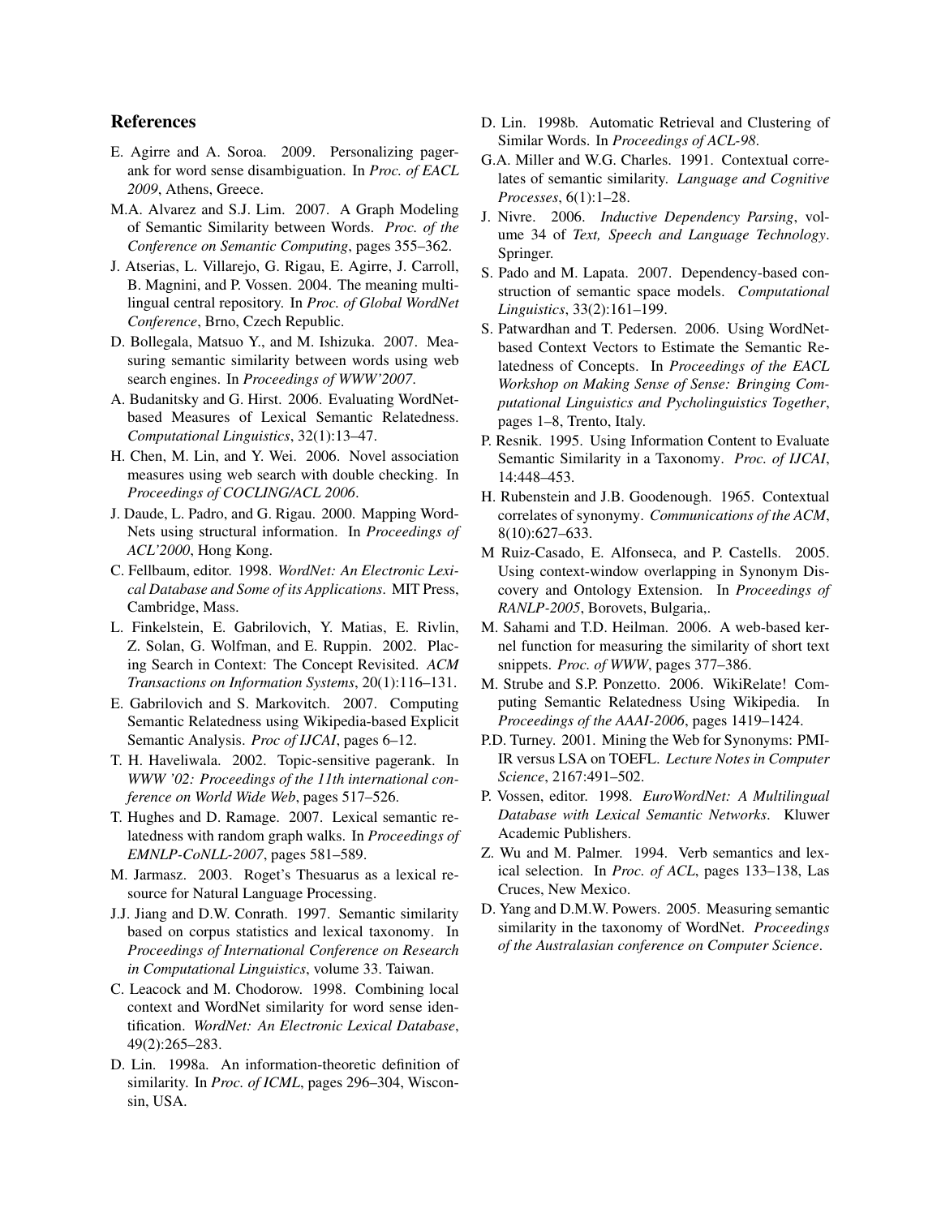## References

E. Agirre and A. Soroa. 2009. Personalizing pagerank for word sense disambiguation. In *Proc. of EACL 2009*, Athens, Greece.

M.A. Alvarez and S.J. Lim. 2007. A Graph Modeling of Semantic Similarity between Words. *Proc. of the Conference on Semantic Computing*, pages 355–362.

J. Atserias, L. Villarejo, G. Rigau, E. Agirre, J. Carroll, B. Magnini, and P. Vossen. 2004. The meaning multilingual central repository. In *Proc. of Global WordNet Conference*, Brno, Czech Republic.

D. Bollegala, Matsuo Y., and M. Ishizuka. 2007. Measuring semantic similarity between words using web search engines. In *Proceedings of WWW'2007*.

A. Budanitsky and G. Hirst. 2006. Evaluating WordNet-based Measures of Lexical Semantic Relatedness. *Computational Linguistics*, 32(1):13–47.

H. Chen, M. Lin, and Y. Wei. 2006. Novel association measures using web search with double checking. In *Proceedings of COCLING/ACL 2006*.

J. Daude, L. Padro, and G. Rigau. 2000. Mapping WordNets using structural information. In *Proceedings of ACL'2000*, Hong Kong.

C. Fellbaum, editor. 1998. *WordNet: An Electronic Lexical Database and Some of its Applications*. MIT Press, Cambridge, Mass.

L. Finkelstein, E. Gabrilovich, Y. Matias, E. Rivlin, Z. Solan, G. Wolfman, and E. Ruppin. 2002. Placing Search in Context: The Concept Revisited. *ACM Transactions on Information Systems*, 20(1):116–131.

E. Gabrilovich and S. Markovitch. 2007. Computing Semantic Relatedness using Wikipedia-based Explicit Semantic Analysis. *Proc of IJCAI*, pages 6–12.

T. H. Haveliwala. 2002. Topic-sensitive pagerank. In *WWW '02: Proceedings of the 11th international conference on World Wide Web*, pages 517–526.

T. Hughes and D. Ramage. 2007. Lexical semantic relatedness with random graph walks. In *Proceedings of EMNLP-CoNLL-2007*, pages 581–589.

M. Jarmasz. 2003. Roget's Thesuarus as a lexical resource for Natural Language Processing.

J.J. Jiang and D.W. Conrath. 1997. Semantic similarity based on corpus statistics and lexical taxonomy. In *Proceedings of International Conference on Research in Computational Linguistics*, volume 33. Taiwan.

C. Leacock and M. Chodorow. 1998. Combining local context and WordNet similarity for word sense identification. *WordNet: An Electronic Lexical Database*, 49(2):265–283.

D. Lin. 1998a. An information-theoretic definition of similarity. In *Proc. of ICML*, pages 296–304, Wisconsin, USA.

D. Lin. 1998b. Automatic Retrieval and Clustering of Similar Words. In *Proceedings of ACL-98*.

G.A. Miller and W.G. Charles. 1991. Contextual correlates of semantic similarity. *Language and Cognitive Processes*, 6(1):1–28.

J. Nivre. 2006. *Inductive Dependency Parsing*, volume 34 of *Text, Speech and Language Technology*. Springer.

S. Pado and M. Lapata. 2007. Dependency-based construction of semantic space models. *Computational Linguistics*, 33(2):161–199.

S. Patwardhan and T. Pedersen. 2006. Using WordNet-based Context Vectors to Estimate the Semantic Relatedness of Concepts. In *Proceedings of the EACL Workshop on Making Sense of Sense: Bringing Computational Linguistics and Pycholinguistics Together*, pages 1–8, Trento, Italy.

P. Resnik. 1995. Using Information Content to Evaluate Semantic Similarity in a Taxonomy. *Proc. of IJCAI*, 14:448–453.

H. Rubenstein and J.B. Goodenough. 1965. Contextual correlates of synonymy. *Communications of the ACM*, 8(10):627–633.

M Ruiz-Casado, E. Alfonseca, and P. Castells. 2005. Using context-window overlapping in Synonym Discovery and Ontology Extension. In *Proceedings of RANLP-2005*, Borovets, Bulgaria,.

M. Sahami and T.D. Heilman. 2006. A web-based kernel function for measuring the similarity of short text snippets. *Proc. of WWW*, pages 377–386.

M. Strube and S.P. Ponzetto. 2006. WikiRelate! Computing Semantic Relatedness Using Wikipedia. In *Proceedings of the AAAI-2006*, pages 1419–1424.

P.D. Turney. 2001. Mining the Web for Synonyms: PMI-IR versus LSA on TOEFL. *Lecture Notes in Computer Science*, 2167:491–502.

P. Vossen, editor. 1998. *EuroWordNet: A Multilingual Database with Lexical Semantic Networks*. Kluwer Academic Publishers.

Z. Wu and M. Palmer. 1994. Verb semantics and lexical selection. In *Proc. of ACL*, pages 133–138, Las Cruces, New Mexico.

D. Yang and D.M.W. Powers. 2005. Measuring semantic similarity in the taxonomy of WordNet. *Proceedings of the Australasian conference on Computer Science*.